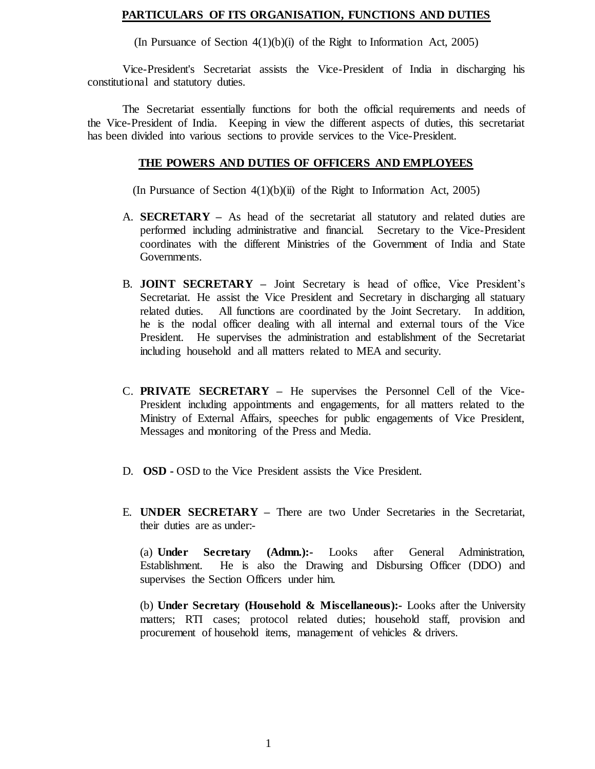## PARTICULARS OF ITS ORGANISATION, FUNCTIONS AND DUTIES

(In Pursuance of Section 4(1)(b)(i) of the Right to Information Act, 2005)

Vice-President's Secretariat assists the Vice-President of India in discharging his constitutional and statutory duties.

The Secretariat essentially functions for both the official requirements and needs of the Vice-President of India. Keeping in view the different aspects of duties, this secretariat has been divided into various sections to provide services to the Vice-President.

## THE POWERS AND DUTIES OF OFFICERS AND EMPLOYEES

(In Pursuance of Section 4(1)(b)(ii) of the Right to Information Act, 2005)

A. **SECRETARY –** As head of the secretariat all statutory and related duties are performed including administrative and financial. Secretary to the Vice-President coordinates with the different Ministries of the Government of India and State Governments.

B. **JOINT SECRETARY –** Joint Secretary is head of office, Vice President's Secretariat. He assist the Vice President and Secretary in discharging all statuary related duties. All functions are coordinated by the Joint Secretary. In addition, he is the nodal officer dealing with all internal and external tours of the Vice President. He supervises the administration and establishment of the Secretariat including household and all matters related to MEA and security.

C. **PRIVATE SECRETARY –** He supervises the Personnel Cell of the Vice-President including appointments and engagements, for all matters related to the Ministry of External Affairs, speeches for public engagements of Vice President, Messages and monitoring of the Press and Media.

D. **OSD -** OSD to the Vice President assists the Vice President.

E. **UNDER SECRETARY –** There are two Under Secretaries in the Secretariat, their duties are as under:-

(a) **Under Secretary (Admn.):-** Looks after General Administration, Establishment. He is also the Drawing and Disbursing Officer (DDO) and supervises the Section Officers under him.

(b) **Under Secretary (Household & Miscellaneous):-** Looks after the University matters; RTI cases; protocol related duties; household staff, provision and procurement of household items, management of vehicles & drivers.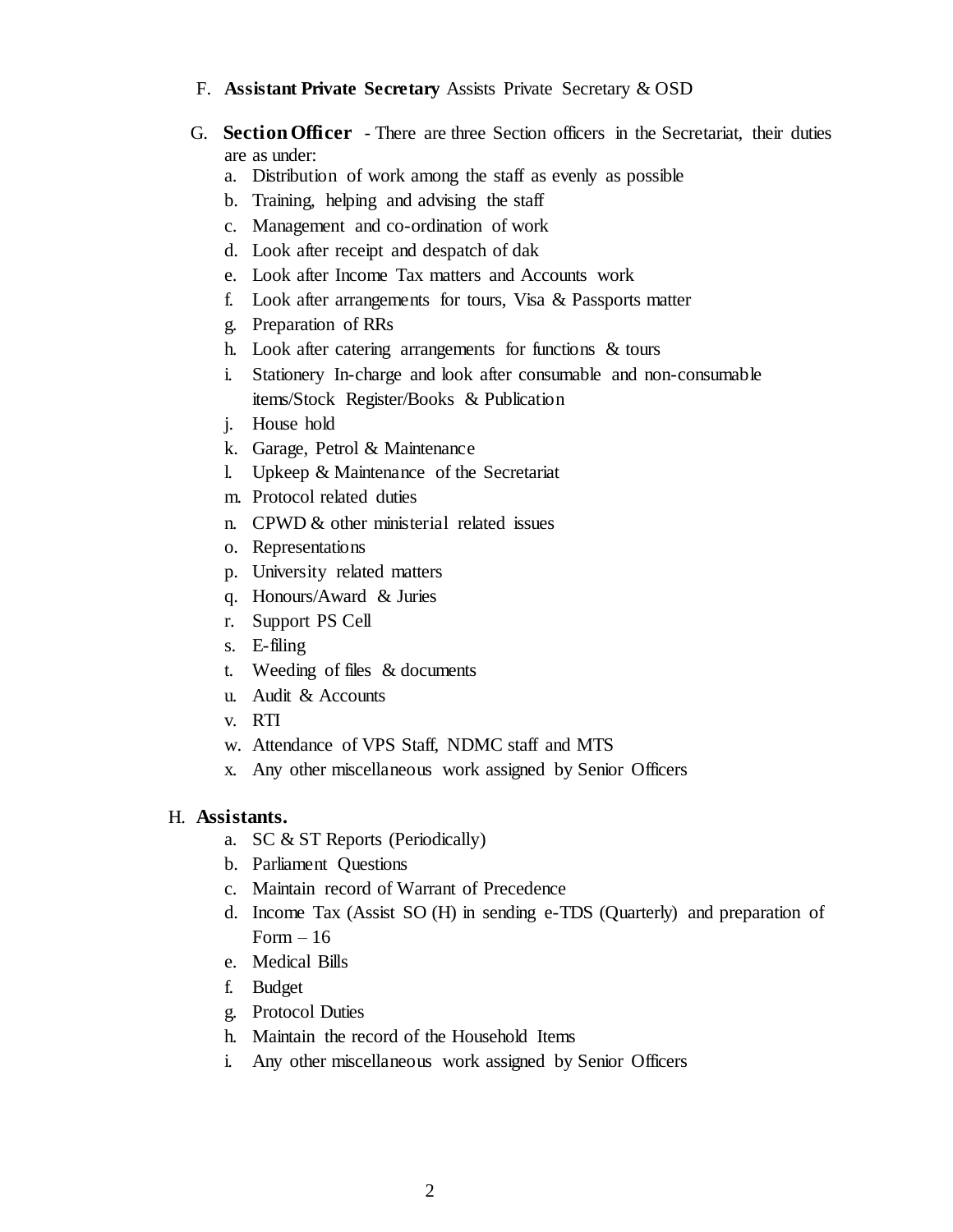F. **Assistant Private Secretary** Assists Private Secretary & OSD

G. **Section Officer** - There are three Section officers in the Secretariat, their duties are as under:

a. Distribution of work among the staff as evenly as possible
b. Training, helping and advising the staff
c. Management and co-ordination of work
d. Look after receipt and despatch of dak
e. Look after Income Tax matters and Accounts work
f. Look after arrangements for tours, Visa & Passports matter
g. Preparation of RRs
h. Look after catering arrangements for functions & tours
i. Stationery In-charge and look after consumable and non-consumable items/Stock Register/Books & Publication
j. House hold
k. Garage, Petrol & Maintenance
l. Upkeep & Maintenance of the Secretariat
m. Protocol related duties
n. CPWD & other ministerial related issues
o. Representations
p. University related matters
q. Honours/Award & Juries
r. Support PS Cell
s. E-filing
t. Weeding of files & documents
u. Audit & Accounts
v. RTI
w. Attendance of VPS Staff, NDMC staff and MTS
x. Any other miscellaneous work assigned by Senior Officers

H. **Assistants.**

a. SC & ST Reports (Periodically)
b. Parliament Questions
c. Maintain record of Warrant of Precedence
d. Income Tax (Assist SO (H) in sending e-TDS (Quarterly) and preparation of Form – 16
e. Medical Bills
f. Budget
g. Protocol Duties
h. Maintain the record of the Household Items
i. Any other miscellaneous work assigned by Senior Officers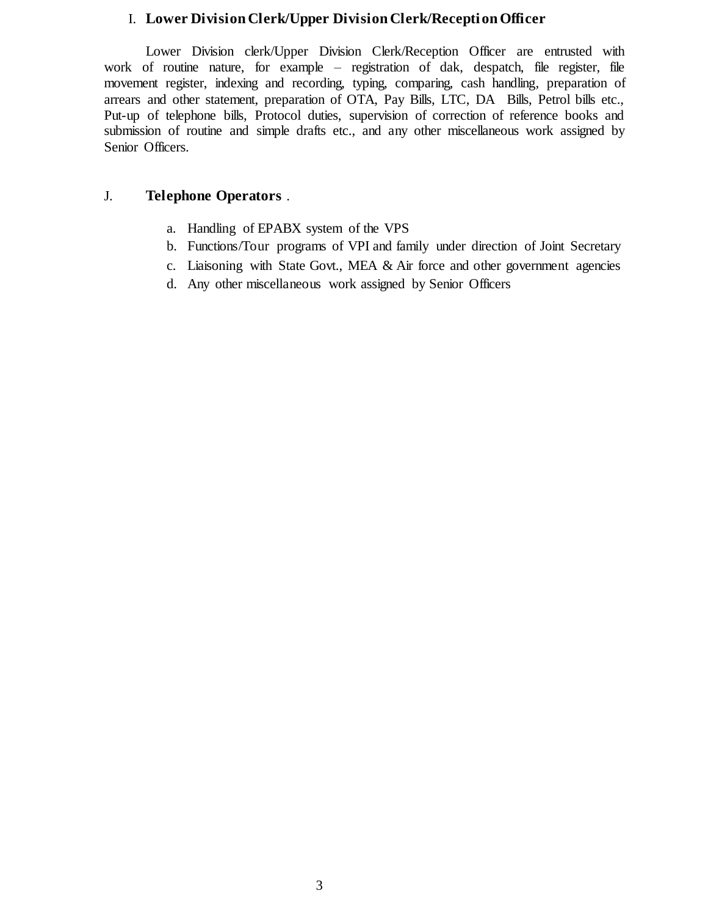## I. Lower Division Clerk/Upper Division Clerk/Reception Officer

Lower Division clerk/Upper Division Clerk/Reception Officer are entrusted with work of routine nature, for example – registration of dak, despatch, file register, file movement register, indexing and recording, typing, comparing, cash handling, preparation of arrears and other statement, preparation of OTA, Pay Bills, LTC, DA Bills, Petrol bills etc., Put-up of telephone bills, Protocol duties, supervision of correction of reference books and submission of routine and simple drafts etc., and any other miscellaneous work assigned by Senior Officers.

## J. Telephone Operators .

a. Handling of EPABX system of the VPS
b. Functions/Tour programs of VPI and family under direction of Joint Secretary
c. Liaisoning with State Govt., MEA & Air force and other government agencies
d. Any other miscellaneous work assigned by Senior Officers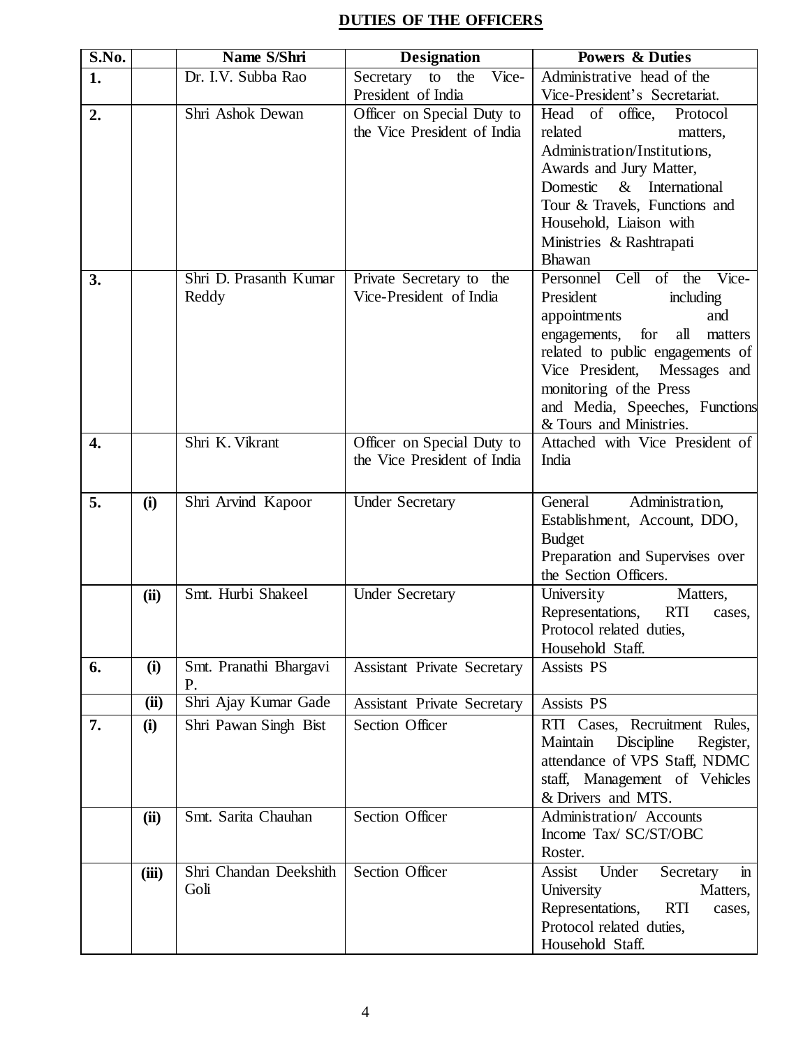## DUTIES OF THE OFFICERS

| S.No. | | Name S/Shri | Designation | Powers & Duties |
|---|---|---|---|---|
| 1. | | Dr. I.V. Subba Rao | Secretary to the Vice-President of India | Administrative head of the Vice-President's Secretariat. |
| 2. | | Shri Ashok Dewan | Officer on Special Duty to the Vice President of India | Head of office, Protocol related matters, Administration/Institutions, Awards and Jury Matter, Domestic & International Tour & Travels, Functions and Household, Liaison with Ministries & Rashtrapati Bhawan |
| 3. | | Shri D. Prasanth Kumar Reddy | Private Secretary to the Vice-President of India | Personnel Cell of the Vice-President including appointments and engagements, for all matters related to public engagements of Vice President, Messages and monitoring of the Press and Media, Speeches, Functions & Tours and Ministries. |
| 4. | | Shri K. Vikrant | Officer on Special Duty to the Vice President of India | Attached with Vice President of India |
| 5. | (i) | Shri Arvind Kapoor | Under Secretary | General Administration, Establishment, Account, DDO, Budget Preparation and Supervises over the Section Officers. |
| | (ii) | Smt. Hurbi Shakeel | Under Secretary | University Matters, Representations, RTI cases, Protocol related duties, Household Staff. |
| 6. | (i) | Smt. Pranathi Bhargavi P. | Assistant Private Secretary | Assists PS |
| | (ii) | Shri Ajay Kumar Gade | Assistant Private Secretary | Assists PS |
| 7. | (i) | Shri Pawan Singh Bist | Section Officer | RTI Cases, Recruitment Rules, Maintain Discipline Register, attendance of VPS Staff, NDMC staff, Management of Vehicles & Drivers and MTS. |
| | (ii) | Smt. Sarita Chauhan | Section Officer | Administration/ Accounts Income Tax/ SC/ST/OBC Roster. |
| | (iii) | Shri Chandan Deekshith Goli | Section Officer | Assist Under Secretary in University Matters, Representations, RTI cases, Protocol related duties, Household Staff. |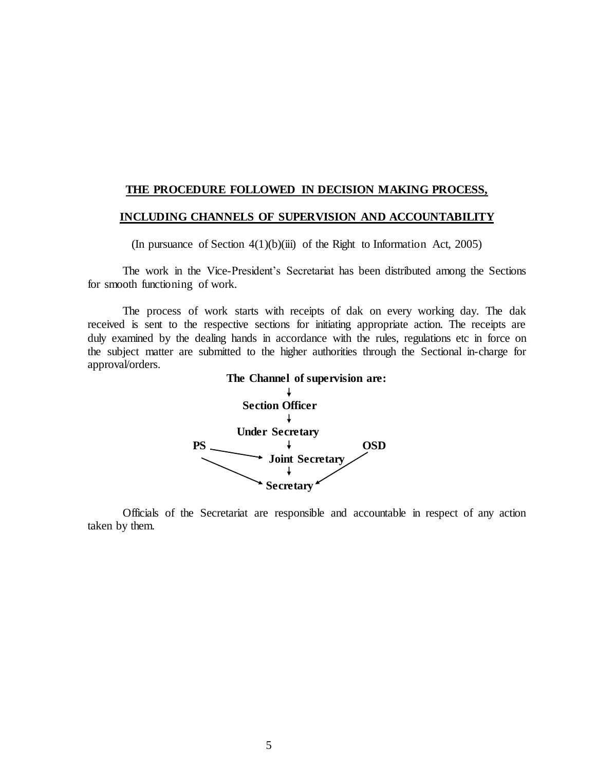## THE PROCEDURE FOLLOWED IN DECISION MAKING PROCESS,

## INCLUDING CHANNELS OF SUPERVISION AND ACCOUNTABILITY

(In pursuance of Section 4(1)(b)(iii) of the Right to Information Act, 2005)

The work in the Vice-President's Secretariat has been distributed among the Sections for smooth functioning of work.

The process of work starts with receipts of dak on every working day. The dak received is sent to the respective sections for initiating appropriate action. The receipts are duly examined by the dealing hands in accordance with the rules, regulations etc in force on the subject matter are submitted to the higher authorities through the Sectional in-charge for approval/orders.

**The Channel of supervision are:**

↓

**Section Officer**

↓

**Under Secretary**

**PS** → **Joint Secretary**; **PS** → **Secretary**

↓

**Joint Secretary**

↓

**Secretary**

**OSD** → **Secretary**

Officials of the Secretariat are responsible and accountable in respect of any action taken by them.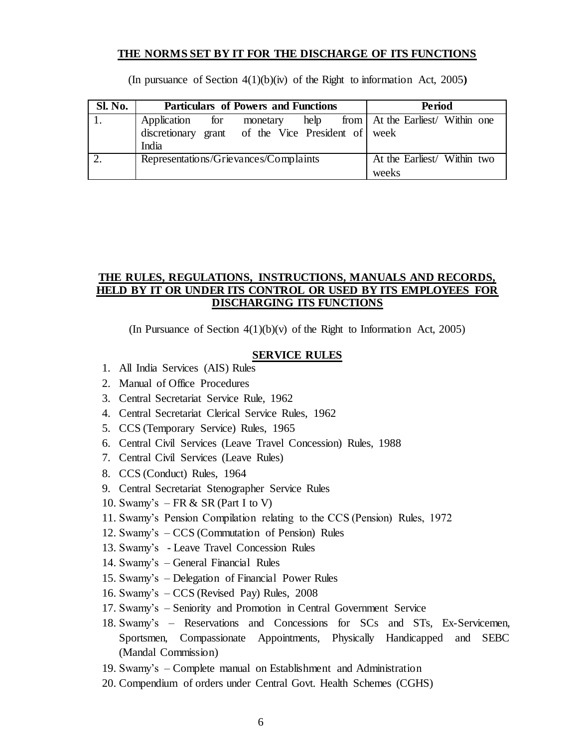## THE NORMS SET BY IT FOR THE DISCHARGE OF ITS FUNCTIONS

(In pursuance of Section 4(1)(b)(iv) of the Right to information Act, 2005**)**

| Sl. No. | Particulars of Powers and Functions | Period |
|---|---|---|
| 1. | Application for monetary help from discretionary grant of the Vice President of India | At the Earliest/ Within one week |
| 2. | Representations/Grievances/Complaints | At the Earliest/ Within two weeks |

## THE RULES, REGULATIONS, INSTRUCTIONS, MANUALS AND RECORDS, HELD BY IT OR UNDER ITS CONTROL OR USED BY ITS EMPLOYEES FOR DISCHARGING ITS FUNCTIONS

(In Pursuance of Section 4(1)(b)(v) of the Right to Information Act, 2005)

### SERVICE RULES

1. All India Services (AIS) Rules
2. Manual of Office Procedures
3. Central Secretariat Service Rule, 1962
4. Central Secretariat Clerical Service Rules, 1962
5. CCS (Temporary Service) Rules, 1965
6. Central Civil Services (Leave Travel Concession) Rules, 1988
7. Central Civil Services (Leave Rules)
8. CCS (Conduct) Rules, 1964
9. Central Secretariat Stenographer Service Rules
10. Swamy's – FR & SR (Part I to V)
11. Swamy's Pension Compilation relating to the CCS (Pension) Rules, 1972
12. Swamy's – CCS (Commutation of Pension) Rules
13. Swamy's - Leave Travel Concession Rules
14. Swamy's – General Financial Rules
15. Swamy's – Delegation of Financial Power Rules
16. Swamy's – CCS (Revised Pay) Rules, 2008
17. Swamy's – Seniority and Promotion in Central Government Service
18. Swamy's – Reservations and Concessions for SCs and STs, Ex-Servicemen, Sportsmen, Compassionate Appointments, Physically Handicapped and SEBC (Mandal Commission)
19. Swamy's – Complete manual on Establishment and Administration
20. Compendium of orders under Central Govt. Health Schemes (CGHS)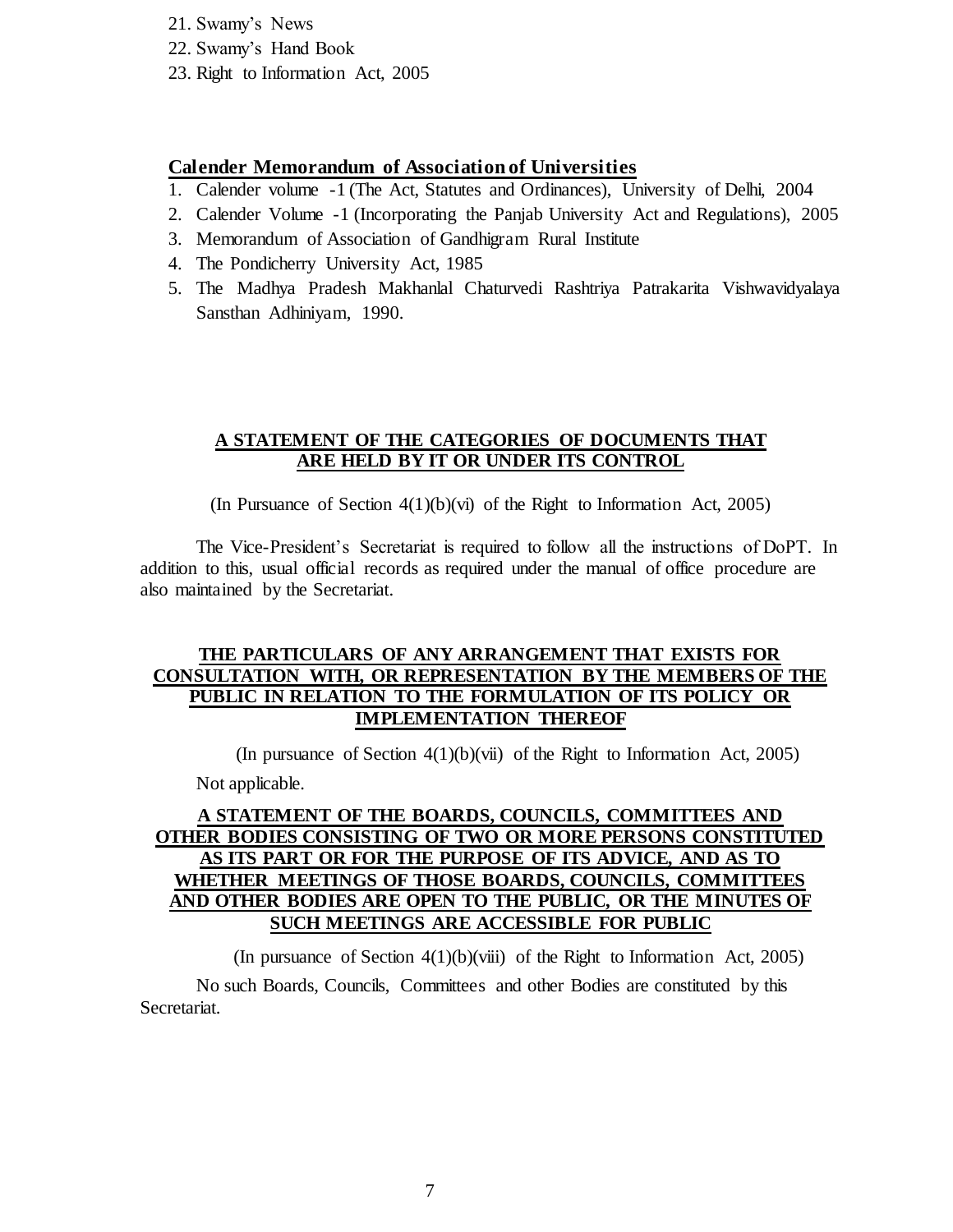21. Swamy's News
22. Swamy's Hand Book
23. Right to Information Act, 2005

**Calender Memorandum of Association of Universities**

1. Calender volume -1 (The Act, Statutes and Ordinances), University of Delhi, 2004
2. Calender Volume -1 (Incorporating the Panjab University Act and Regulations), 2005
3. Memorandum of Association of Gandhigram Rural Institute
4. The Pondicherry University Act, 1985
5. The Madhya Pradesh Makhanlal Chaturvedi Rashtriya Patrakarita Vishwavidyalaya Sansthan Adhiniyam, 1990.

## A STATEMENT OF THE CATEGORIES OF DOCUMENTS THAT ARE HELD BY IT OR UNDER ITS CONTROL

(In Pursuance of Section 4(1)(b)(vi) of the Right to Information Act, 2005)

The Vice-President's Secretariat is required to follow all the instructions of DoPT. In addition to this, usual official records as required under the manual of office procedure are also maintained by the Secretariat.

## THE PARTICULARS OF ANY ARRANGEMENT THAT EXISTS FOR CONSULTATION WITH, OR REPRESENTATION BY THE MEMBERS OF THE PUBLIC IN RELATION TO THE FORMULATION OF ITS POLICY OR IMPLEMENTATION THEREOF

(In pursuance of Section 4(1)(b)(vii) of the Right to Information Act, 2005)

Not applicable.

## A STATEMENT OF THE BOARDS, COUNCILS, COMMITTEES AND OTHER BODIES CONSISTING OF TWO OR MORE PERSONS CONSTITUTED AS ITS PART OR FOR THE PURPOSE OF ITS ADVICE, AND AS TO WHETHER MEETINGS OF THOSE BOARDS, COUNCILS, COMMITTEES AND OTHER BODIES ARE OPEN TO THE PUBLIC, OR THE MINUTES OF SUCH MEETINGS ARE ACCESSIBLE FOR PUBLIC

(In pursuance of Section 4(1)(b)(viii) of the Right to Information Act, 2005)

No such Boards, Councils, Committees and other Bodies are constituted by this Secretariat.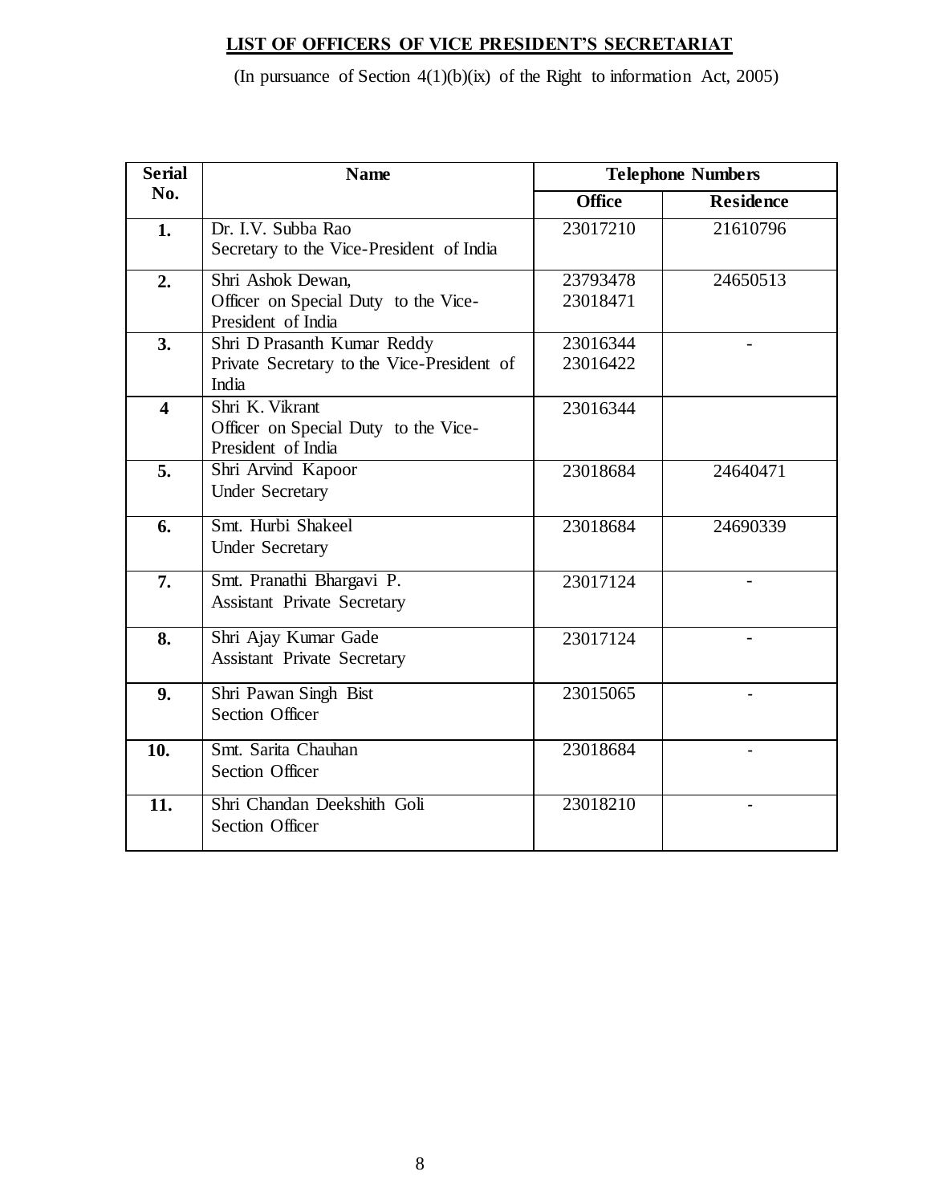## LIST OF OFFICERS OF VICE PRESIDENT'S SECRETARIAT

(In pursuance of Section 4(1)(b)(ix) of the Right to information Act, 2005)

| Serial No. | Name | Telephone Numbers | |
|---|---|---|---|
| | | **Office** | **Residence** |
| **1.** | Dr. I.V. Subba Rao<br>Secretary to the Vice-President of India | 23017210 | 21610796 |
| **2.** | Shri Ashok Dewan,<br>Officer on Special Duty to the Vice-President of India | 23793478<br>23018471 | 24650513 |
| **3.** | Shri D Prasanth Kumar Reddy<br>Private Secretary to the Vice-President of India | 23016344<br>23016422 | - |
| **4** | Shri K. Vikrant<br>Officer on Special Duty to the Vice-President of India | 23016344 | |
| **5.** | Shri Arvind Kapoor<br>Under Secretary | 23018684 | 24640471 |
| **6.** | Smt. Hurbi Shakeel<br>Under Secretary | 23018684 | 24690339 |
| **7.** | Smt. Pranathi Bhargavi P.<br>Assistant Private Secretary | 23017124 | - |
| **8.** | Shri Ajay Kumar Gade<br>Assistant Private Secretary | 23017124 | - |
| **9.** | Shri Pawan Singh Bist<br>Section Officer | 23015065 | - |
| **10.** | Smt. Sarita Chauhan<br>Section Officer | 23018684 | - |
| **11.** | Shri Chandan Deekshith Goli<br>Section Officer | 23018210 | - |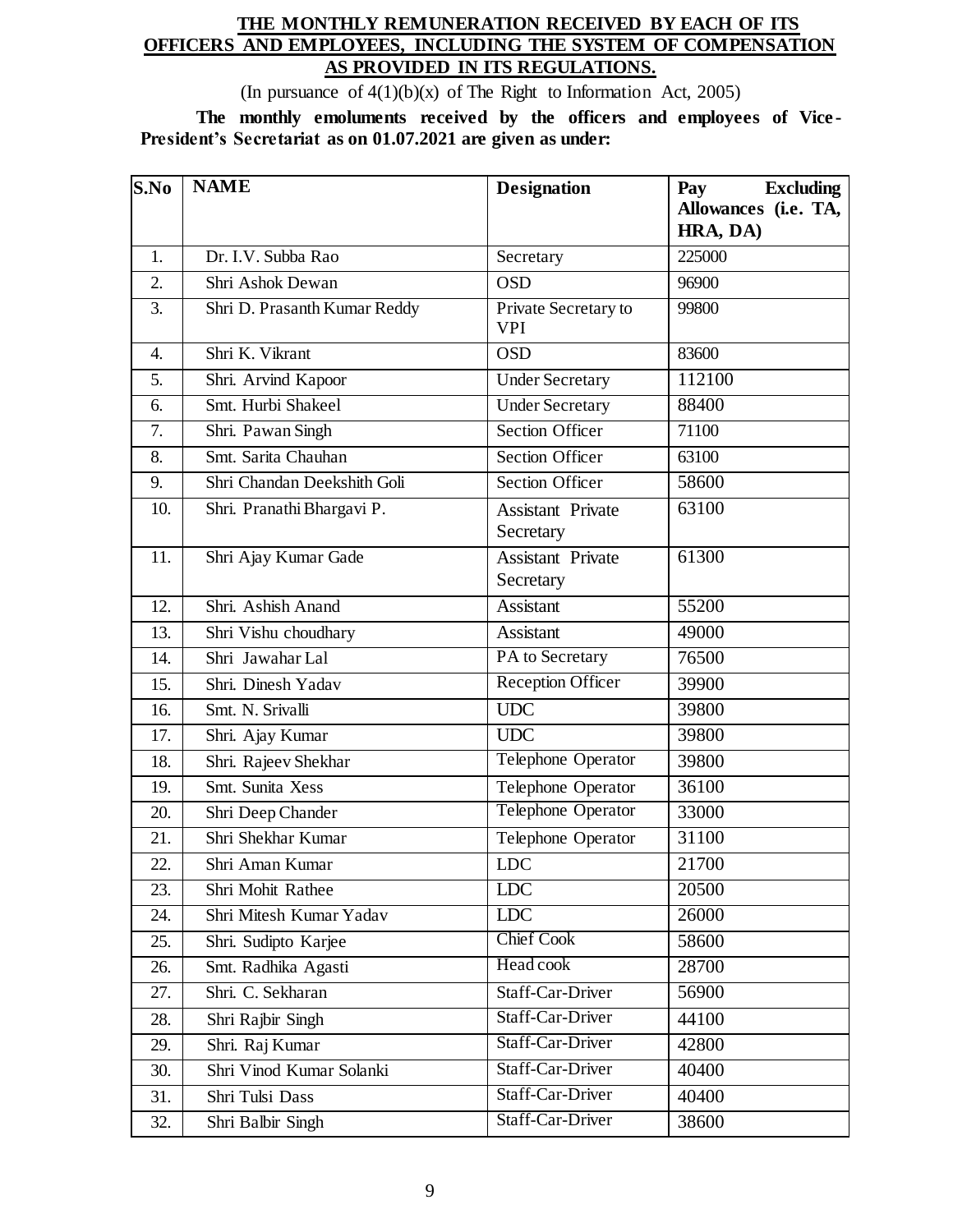## THE MONTHLY REMUNERATION RECEIVED BY EACH OF ITS OFFICERS AND EMPLOYEES, INCLUDING THE SYSTEM OF COMPENSATION AS PROVIDED IN ITS REGULATIONS.

(In pursuance of 4(1)(b)(x) of The Right to Information Act, 2005)

**The monthly emoluments received by the officers and employees of Vice-President's Secretariat as on 01.07.2021 are given as under:**

| S.No | NAME | Designation | Pay Excluding Allowances (i.e. TA, HRA, DA) |
|---|---|---|---|
| 1. | Dr. I.V. Subba Rao | Secretary | 225000 |
| 2. | Shri Ashok Dewan | OSD | 96900 |
| 3. | Shri D. Prasanth Kumar Reddy | Private Secretary to VPI | 99800 |
| 4. | Shri K. Vikrant | OSD | 83600 |
| 5. | Shri. Arvind Kapoor | Under Secretary | 112100 |
| 6. | Smt. Hurbi Shakeel | Under Secretary | 88400 |
| 7. | Shri. Pawan Singh | Section Officer | 71100 |
| 8. | Smt. Sarita Chauhan | Section Officer | 63100 |
| 9. | Shri Chandan Deekshith Goli | Section Officer | 58600 |
| 10. | Shri. Pranathi Bhargavi P. | Assistant Private Secretary | 63100 |
| 11. | Shri Ajay Kumar Gade | Assistant Private Secretary | 61300 |
| 12. | Shri. Ashish Anand | Assistant | 55200 |
| 13. | Shri Vishu choudhary | Assistant | 49000 |
| 14. | Shri Jawahar Lal | PA to Secretary | 76500 |
| 15. | Shri. Dinesh Yadav | Reception Officer | 39900 |
| 16. | Smt. N. Srivalli | UDC | 39800 |
| 17. | Shri. Ajay Kumar | UDC | 39800 |
| 18. | Shri. Rajeev Shekhar | Telephone Operator | 39800 |
| 19. | Smt. Sunita Xess | Telephone Operator | 36100 |
| 20. | Shri Deep Chander | Telephone Operator | 33000 |
| 21. | Shri Shekhar Kumar | Telephone Operator | 31100 |
| 22. | Shri Aman Kumar | LDC | 21700 |
| 23. | Shri Mohit Rathee | LDC | 20500 |
| 24. | Shri Mitesh Kumar Yadav | LDC | 26000 |
| 25. | Shri. Sudipto Karjee | Chief Cook | 58600 |
| 26. | Smt. Radhika Agasti | Head cook | 28700 |
| 27. | Shri. C. Sekharan | Staff-Car-Driver | 56900 |
| 28. | Shri Rajbir Singh | Staff-Car-Driver | 44100 |
| 29. | Shri. Raj Kumar | Staff-Car-Driver | 42800 |
| 30. | Shri Vinod Kumar Solanki | Staff-Car-Driver | 40400 |
| 31. | Shri Tulsi Dass | Staff-Car-Driver | 40400 |
| 32. | Shri Balbir Singh | Staff-Car-Driver | 38600 |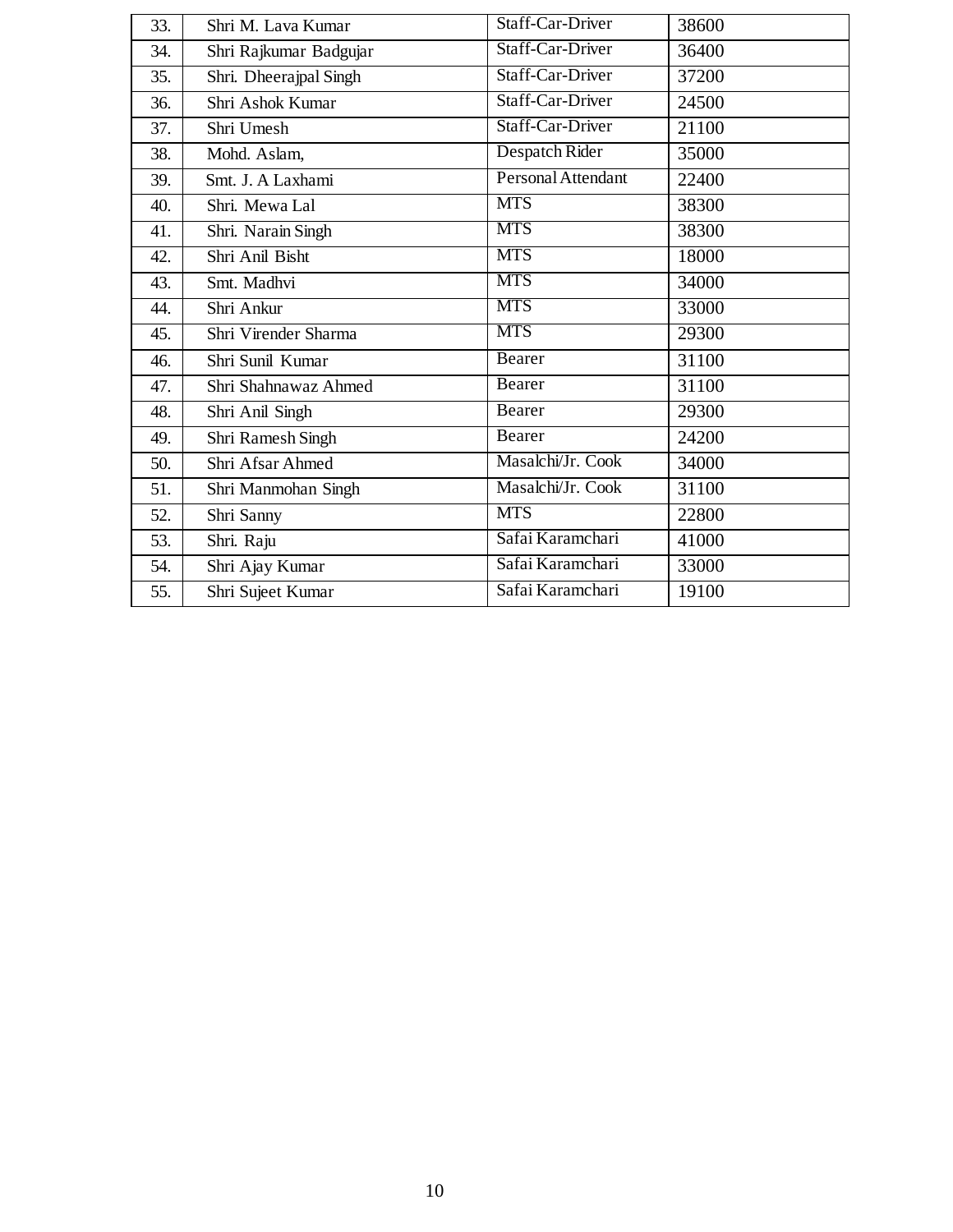| | | | |
|---|---|---|---|
| 33. | Shri M. Lava Kumar | Staff-Car-Driver | 38600 |
| 34. | Shri Rajkumar Badgujar | Staff-Car-Driver | 36400 |
| 35. | Shri. Dheerajpal Singh | Staff-Car-Driver | 37200 |
| 36. | Shri Ashok Kumar | Staff-Car-Driver | 24500 |
| 37. | Shri Umesh | Staff-Car-Driver | 21100 |
| 38. | Mohd. Aslam, | Despatch Rider | 35000 |
| 39. | Smt. J. A Laxhami | Personal Attendant | 22400 |
| 40. | Shri. Mewa Lal | MTS | 38300 |
| 41. | Shri. Narain Singh | MTS | 38300 |
| 42. | Shri Anil Bisht | MTS | 18000 |
| 43. | Smt. Madhvi | MTS | 34000 |
| 44. | Shri Ankur | MTS | 33000 |
| 45. | Shri Virender Sharma | MTS | 29300 |
| 46. | Shri Sunil Kumar | Bearer | 31100 |
| 47. | Shri Shahnawaz Ahmed | Bearer | 31100 |
| 48. | Shri Anil Singh | Bearer | 29300 |
| 49. | Shri Ramesh Singh | Bearer | 24200 |
| 50. | Shri Afsar Ahmed | Masalchi/Jr. Cook | 34000 |
| 51. | Shri Manmohan Singh | Masalchi/Jr. Cook | 31100 |
| 52. | Shri Sanny | MTS | 22800 |
| 53. | Shri. Raju | Safai Karamchari | 41000 |
| 54. | Shri Ajay Kumar | Safai Karamchari | 33000 |
| 55. | Shri Sujeet Kumar | Safai Karamchari | 19100 |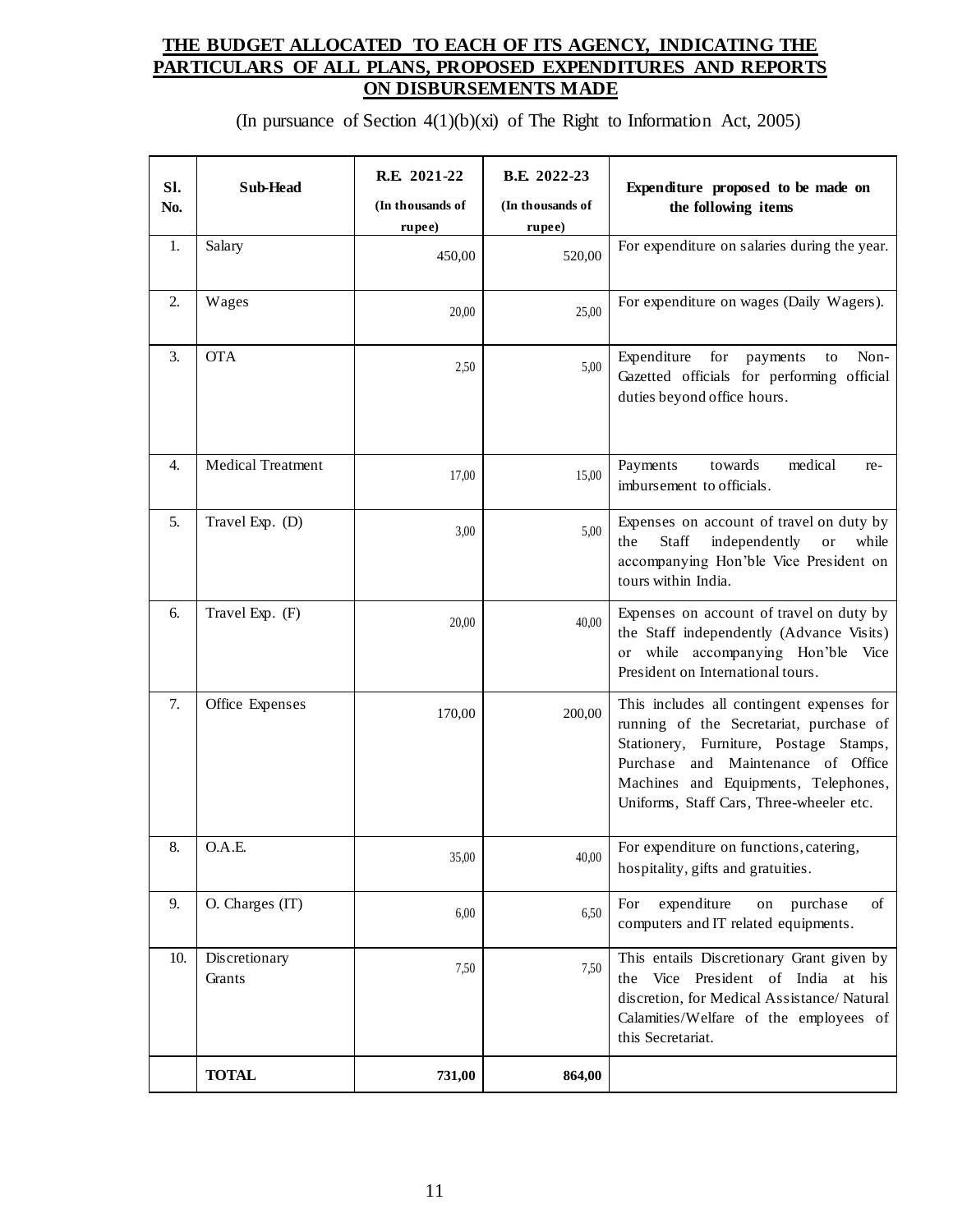## THE BUDGET ALLOCATED TO EACH OF ITS AGENCY, INDICATING THE PARTICULARS OF ALL PLANS, PROPOSED EXPENDITURES AND REPORTS ON DISBURSEMENTS MADE

(In pursuance of Section 4(1)(b)(xi) of The Right to Information Act, 2005)

| Sl. No. | Sub-Head | R.E. 2021-22 (In thousands of rupee) | B.E. 2022-23 (In thousands of rupee) | Expenditure proposed to be made on the following items |
|---|---|---|---|---|
| 1. | Salary | 450,00 | 520,00 | For expenditure on salaries during the year. |
| 2. | Wages | 20,00 | 25,00 | For expenditure on wages (Daily Wagers). |
| 3. | OTA | 2,50 | 5,00 | Expenditure for payments to Non-Gazetted officials for performing official duties beyond office hours. |
| 4. | Medical Treatment | 17,00 | 15,00 | Payments towards medical re-imbursement to officials. |
| 5. | Travel Exp. (D) | 3,00 | 5,00 | Expenses on account of travel on duty by the Staff independently or while accompanying Hon'ble Vice President on tours within India. |
| 6. | Travel Exp. (F) | 20,00 | 40,00 | Expenses on account of travel on duty by the Staff independently (Advance Visits) or while accompanying Hon'ble Vice President on International tours. |
| 7. | Office Expenses | 170,00 | 200,00 | This includes all contingent expenses for running of the Secretariat, purchase of Stationery, Furniture, Postage Stamps, Purchase and Maintenance of Office Machines and Equipments, Telephones, Uniforms, Staff Cars, Three-wheeler etc. |
| 8. | O.A.E. | 35,00 | 40,00 | For expenditure on functions, catering, hospitality, gifts and gratuities. |
| 9. | O. Charges (IT) | 6,00 | 6,50 | For expenditure on purchase of computers and IT related equipments. |
| 10. | Discretionary Grants | 7,50 | 7,50 | This entails Discretionary Grant given by the Vice President of India at his discretion, for Medical Assistance/ Natural Calamities/Welfare of the employees of this Secretariat. |
| | **TOTAL** | **731,00** | **864,00** | |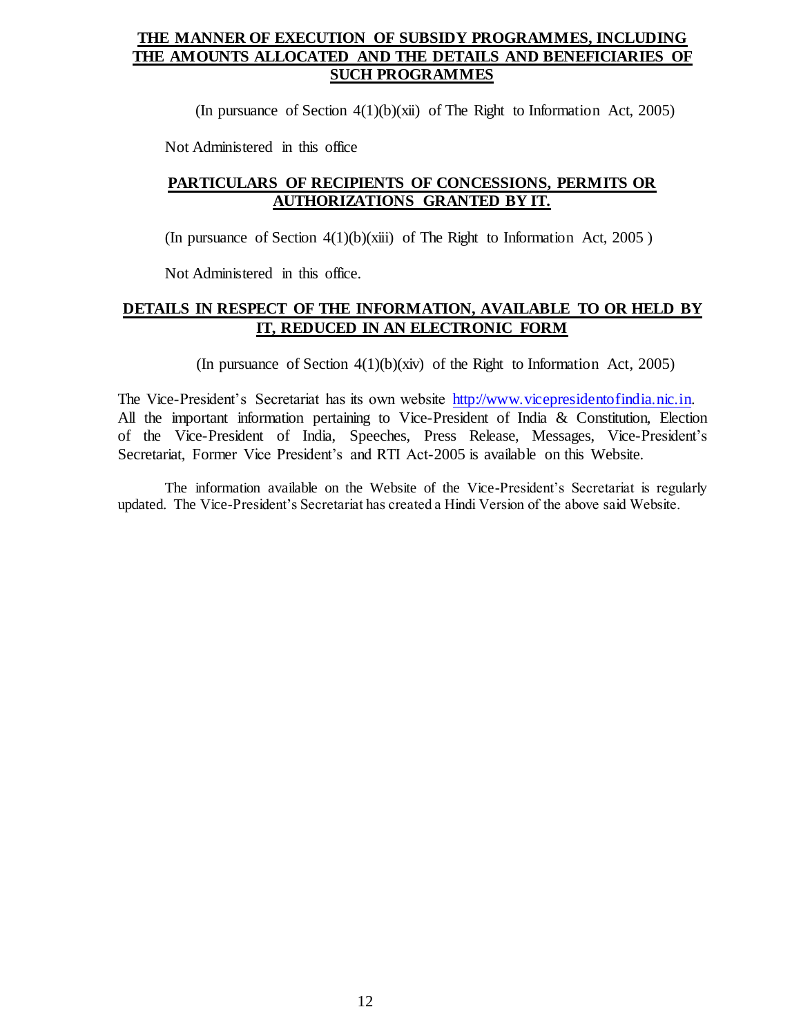## THE MANNER OF EXECUTION OF SUBSIDY PROGRAMMES, INCLUDING THE AMOUNTS ALLOCATED AND THE DETAILS AND BENEFICIARIES OF SUCH PROGRAMMES

(In pursuance of Section 4(1)(b)(xii) of The Right to Information Act, 2005)

Not Administered in this office

## PARTICULARS OF RECIPIENTS OF CONCESSIONS, PERMITS OR AUTHORIZATIONS GRANTED BY IT.

(In pursuance of Section 4(1)(b)(xiii) of The Right to Information Act, 2005 )

Not Administered in this office.

## DETAILS IN RESPECT OF THE INFORMATION, AVAILABLE TO OR HELD BY IT, REDUCED IN AN ELECTRONIC FORM

(In pursuance of Section 4(1)(b)(xiv) of the Right to Information Act, 2005)

The Vice-President's Secretariat has its own website http://www.vicepresidentofindia.nic.in. All the important information pertaining to Vice-President of India & Constitution, Election of the Vice-President of India, Speeches, Press Release, Messages, Vice-President's Secretariat, Former Vice President's and RTI Act-2005 is available on this Website.

The information available on the Website of the Vice-President's Secretariat is regularly updated. The Vice-President's Secretariat has created a Hindi Version of the above said Website.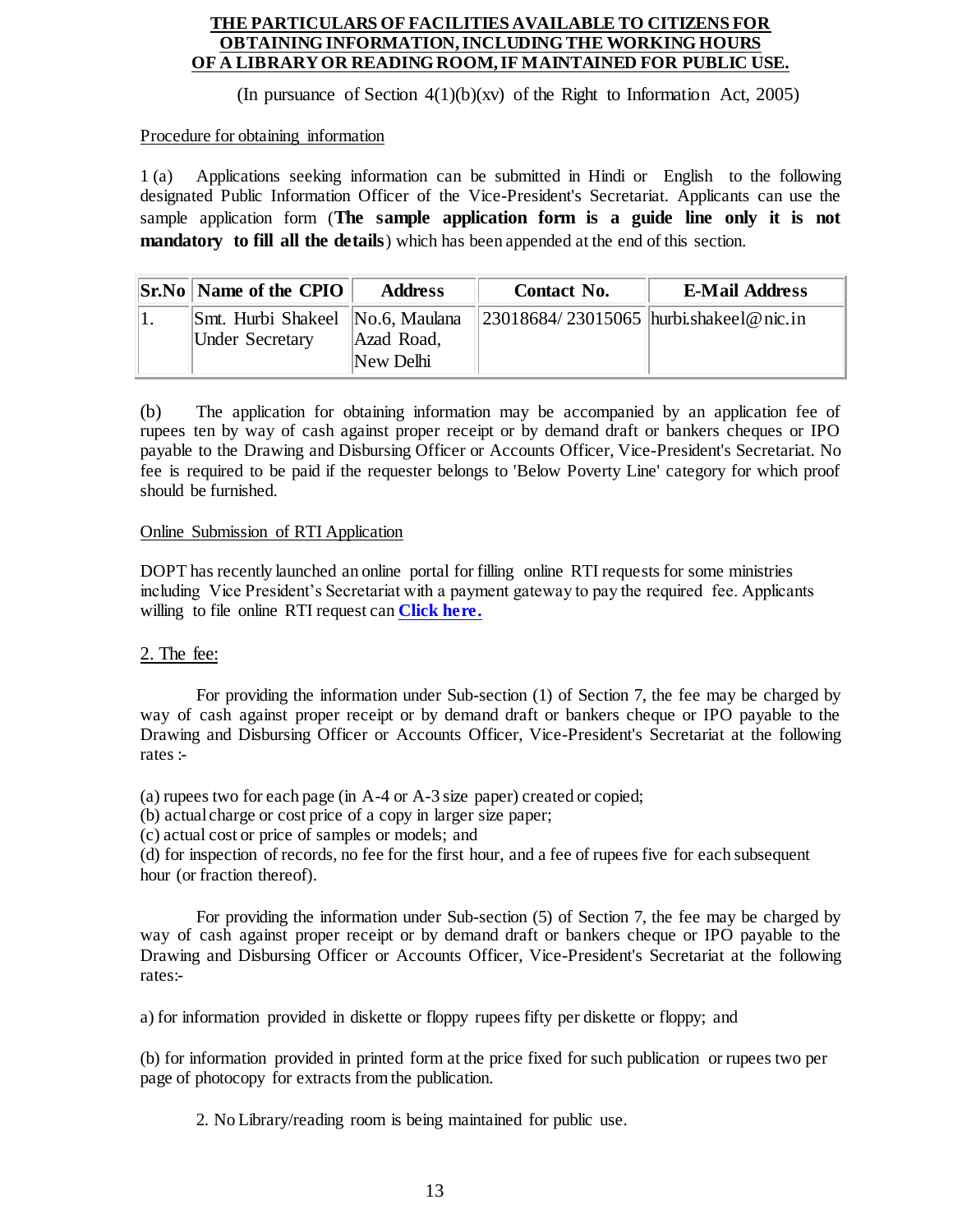**THE PARTICULARS OF FACILITIES AVAILABLE TO CITIZENS FOR OBTAINING INFORMATION, INCLUDING THE WORKING HOURS OF A LIBRARY OR READING ROOM, IF MAINTAINED FOR PUBLIC USE.**

(In pursuance of Section 4(1)(b)(xv) of the Right to Information Act, 2005)

Procedure for obtaining information

1 (a) Applications seeking information can be submitted in Hindi or English to the following designated Public Information Officer of the Vice-President's Secretariat. Applicants can use the sample application form (**The sample application form is a guide line only it is not mandatory to fill all the details**) which has been appended at the end of this section.

| Sr.No | Name of the CPIO | Address | Contact No. | E-Mail Address |
|---|---|---|---|---|
| 1. | Smt. Hurbi Shakeel Under Secretary | No.6, Maulana Azad Road, New Delhi | 23018684/ 23015065 | hurbi.shakeel@nic.in |

(b) The application for obtaining information may be accompanied by an application fee of rupees ten by way of cash against proper receipt or by demand draft or bankers cheques or IPO payable to the Drawing and Disbursing Officer or Accounts Officer, Vice-President's Secretariat. No fee is required to be paid if the requester belongs to 'Below Poverty Line' category for which proof should be furnished.

Online Submission of RTI Application

DOPT has recently launched an online portal for filling online RTI requests for some ministries including Vice President's Secretariat with a payment gateway to pay the required fee. Applicants willing to file online RTI request can **Click here.**

2. The fee:

For providing the information under Sub-section (1) of Section 7, the fee may be charged by way of cash against proper receipt or by demand draft or bankers cheque or IPO payable to the Drawing and Disbursing Officer or Accounts Officer, Vice-President's Secretariat at the following rates :-

(a) rupees two for each page (in A-4 or A-3 size paper) created or copied;
(b) actual charge or cost price of a copy in larger size paper;
(c) actual cost or price of samples or models; and
(d) for inspection of records, no fee for the first hour, and a fee of rupees five for each subsequent hour (or fraction thereof).

For providing the information under Sub-section (5) of Section 7, the fee may be charged by way of cash against proper receipt or by demand draft or bankers cheque or IPO payable to the Drawing and Disbursing Officer or Accounts Officer, Vice-President's Secretariat at the following rates:-

a) for information provided in diskette or floppy rupees fifty per diskette or floppy; and

(b) for information provided in printed form at the price fixed for such publication or rupees two per page of photocopy for extracts from the publication.

2. No Library/reading room is being maintained for public use.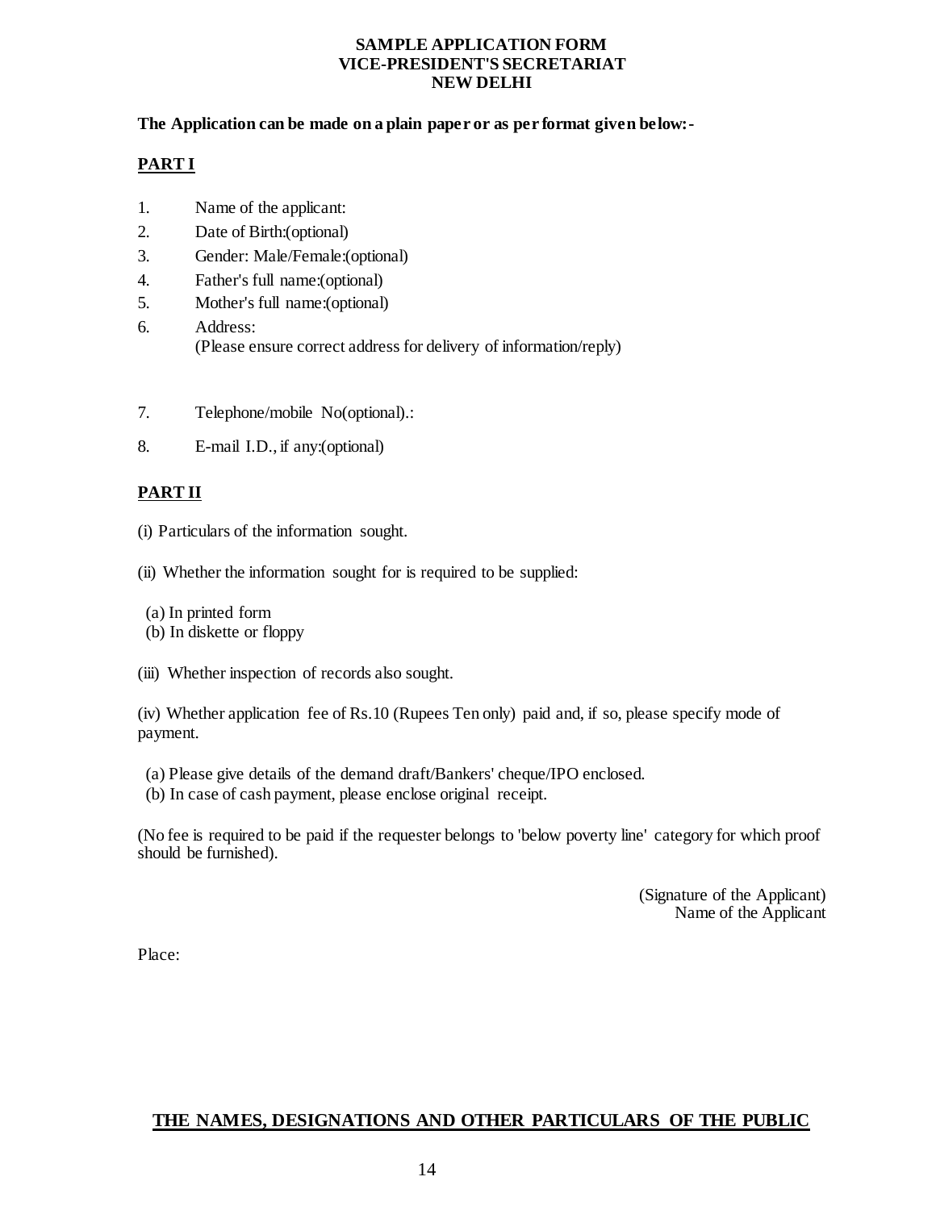**SAMPLE APPLICATION FORM**
**VICE-PRESIDENT'S SECRETARIAT**
**NEW DELHI**

**The Application can be made on a plain paper or as per format given below:-**

## PART I

1. Name of the applicant:
2. Date of Birth:(optional)
3. Gender: Male/Female:(optional)
4. Father's full name:(optional)
5. Mother's full name:(optional)
6. Address:
   (Please ensure correct address for delivery of information/reply)
7. Telephone/mobile No(optional).:
8. E-mail I.D., if any:(optional)

## PART II

(i) Particulars of the information sought.

(ii) Whether the information sought for is required to be supplied:

(a) In printed form
(b) In diskette or floppy

(iii) Whether inspection of records also sought.

(iv) Whether application fee of Rs.10 (Rupees Ten only) paid and, if so, please specify mode of payment.

(a) Please give details of the demand draft/Bankers' cheque/IPO enclosed.
(b) In case of cash payment, please enclose original receipt.

(No fee is required to be paid if the requester belongs to 'below poverty line' category for which proof should be furnished).

(Signature of the Applicant)
Name of the Applicant

Place:

## THE NAMES, DESIGNATIONS AND OTHER PARTICULARS OF THE PUBLIC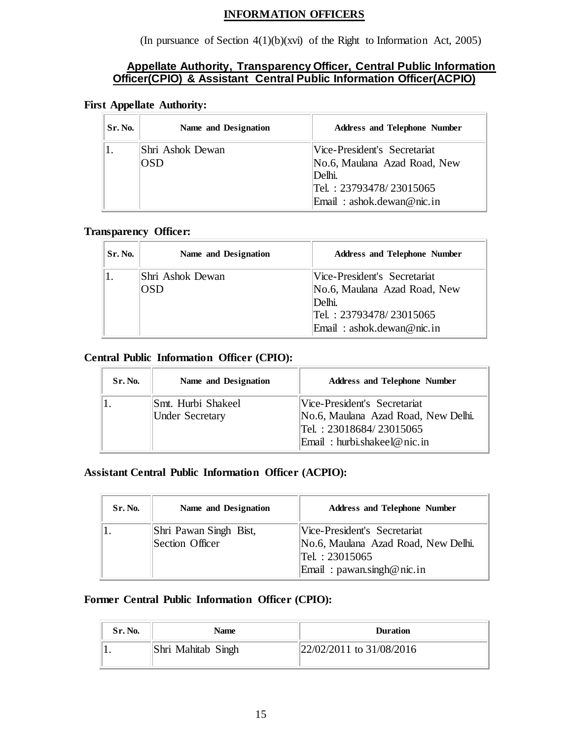# INFORMATION OFFICERS

(In pursuance of Section 4(1)(b)(xvi) of the Right to Information Act, 2005)

## Appellate Authority, Transparency Officer, Central Public Information Officer(CPIO) & Assistant Central Public Information Officer(ACPIO)

**First Appellate Authority:**

| Sr. No. | Name and Designation | Address and Telephone Number |
|---|---|---|
| 1. | Shri Ashok Dewan<br>OSD | Vice-President's Secretariat<br>No.6, Maulana Azad Road, New Delhi.<br>Tel. : 23793478/ 23015065<br>Email : ashok.dewan@nic.in |

**Transparency Officer:**

| Sr. No. | Name and Designation | Address and Telephone Number |
|---|---|---|
| 1. | Shri Ashok Dewan<br>OSD | Vice-President's Secretariat<br>No.6, Maulana Azad Road, New Delhi.<br>Tel. : 23793478/ 23015065<br>Email : ashok.dewan@nic.in |

**Central Public Information Officer (CPIO):**

| Sr. No. | Name and Designation | Address and Telephone Number |
|---|---|---|
| 1. | Smt. Hurbi Shakeel<br>Under Secretary | Vice-President's Secretariat<br>No.6, Maulana Azad Road, New Delhi.<br>Tel. : 23018684/ 23015065<br>Email : hurbi.shakeel@nic.in |

**Assistant Central Public Information Officer (ACPIO):**

| Sr. No. | Name and Designation | Address and Telephone Number |
|---|---|---|
| 1. | Shri Pawan Singh Bist,<br>Section Officer | Vice-President's Secretariat<br>No.6, Maulana Azad Road, New Delhi.<br>Tel. : 23015065<br>Email : pawan.singh@nic.in |

**Former Central Public Information Officer (CPIO):**

| Sr. No. | Name | Duration |
|---|---|---|
| 1. | Shri Mahitab Singh | 22/02/2011 to 31/08/2016 |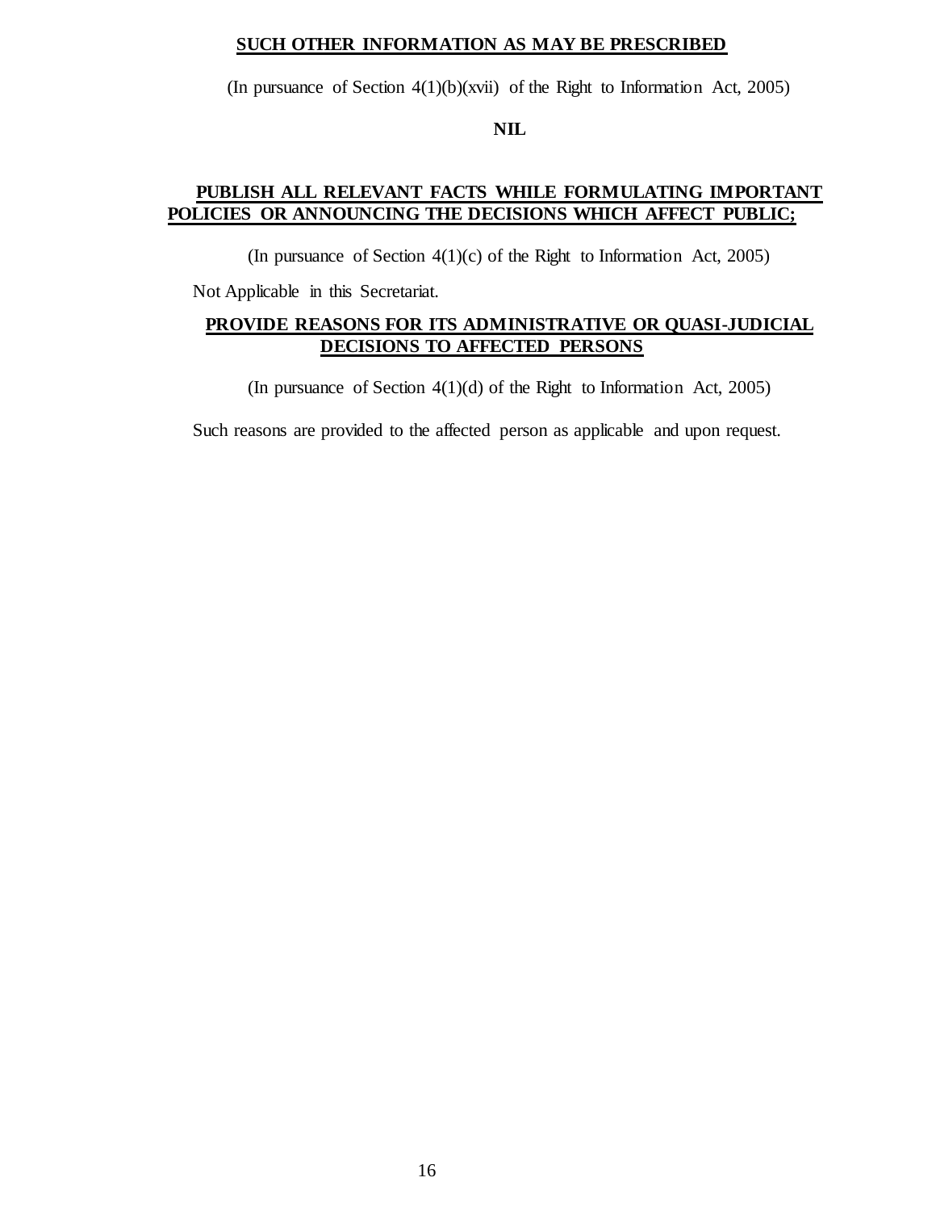## SUCH OTHER INFORMATION AS MAY BE PRESCRIBED

(In pursuance of Section 4(1)(b)(xvii) of the Right to Information Act, 2005)

**NIL**

## PUBLISH ALL RELEVANT FACTS WHILE FORMULATING IMPORTANT POLICIES OR ANNOUNCING THE DECISIONS WHICH AFFECT PUBLIC;

(In pursuance of Section 4(1)(c) of the Right to Information Act, 2005)

Not Applicable in this Secretariat.

## PROVIDE REASONS FOR ITS ADMINISTRATIVE OR QUASI-JUDICIAL DECISIONS TO AFFECTED PERSONS

(In pursuance of Section 4(1)(d) of the Right to Information Act, 2005)

Such reasons are provided to the affected person as applicable and upon request.